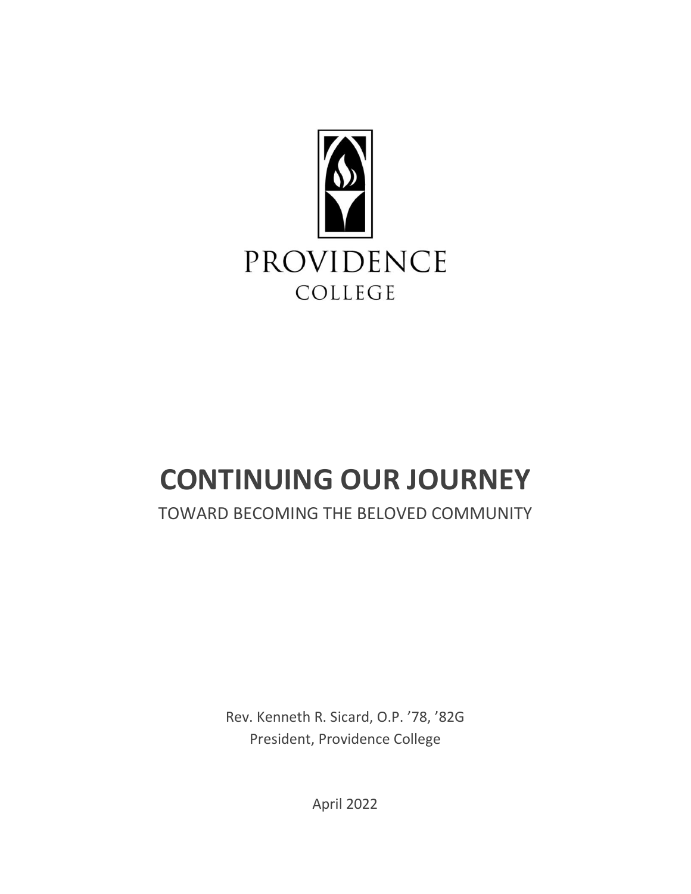PROVIDENCE

COLLEGE

# CONTINUING OUR JOURNEY

TOWARD BECOMING THE BELOVED COMMUNITY

Rev. Kenneth R. Sicard, O.P. ’78, ’82G
President, Providence College

April 2022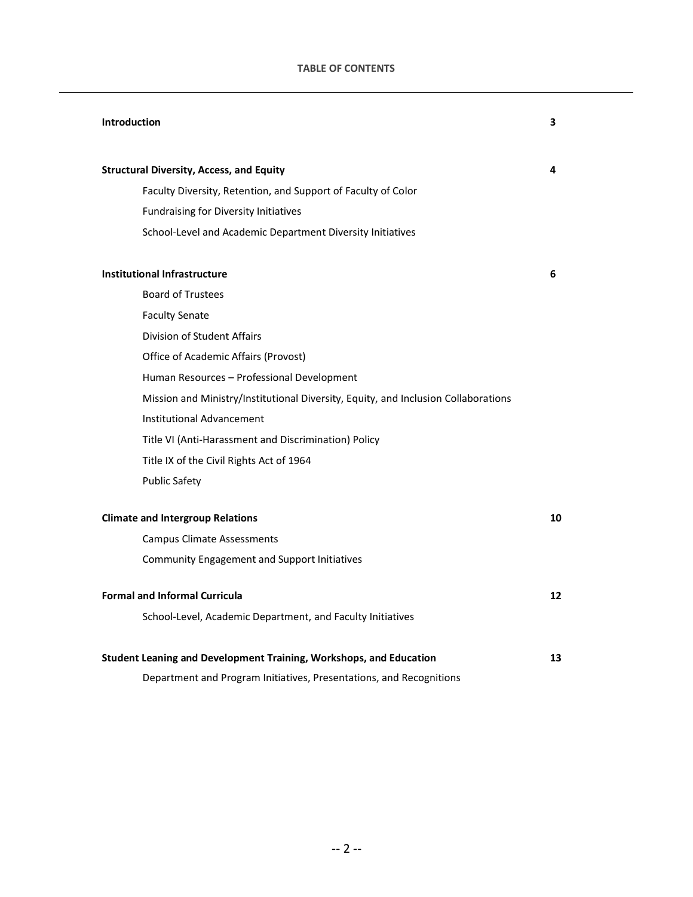# TABLE OF CONTENTS

| | |
|---|---|
| **Introduction** | **3** |
| **Structural Diversity, Access, and Equity** | **4** |
| Faculty Diversity, Retention, and Support of Faculty of Color | |
| Fundraising for Diversity Initiatives | |
| School-Level and Academic Department Diversity Initiatives | |
| **Institutional Infrastructure** | **6** |
| Board of Trustees | |
| Faculty Senate | |
| Division of Student Affairs | |
| Office of Academic Affairs (Provost) | |
| Human Resources – Professional Development | |
| Mission and Ministry/Institutional Diversity, Equity, and Inclusion Collaborations | |
| Institutional Advancement | |
| Title VI (Anti-Harassment and Discrimination) Policy | |
| Title IX of the Civil Rights Act of 1964 | |
| Public Safety | |
| **Climate and Intergroup Relations** | **10** |
| Campus Climate Assessments | |
| Community Engagement and Support Initiatives | |
| **Formal and Informal Curricula** | **12** |
| School-Level, Academic Department, and Faculty Initiatives | |
| **Student Leaning and Development Training, Workshops, and Education** | **13** |
| Department and Program Initiatives, Presentations, and Recognitions | |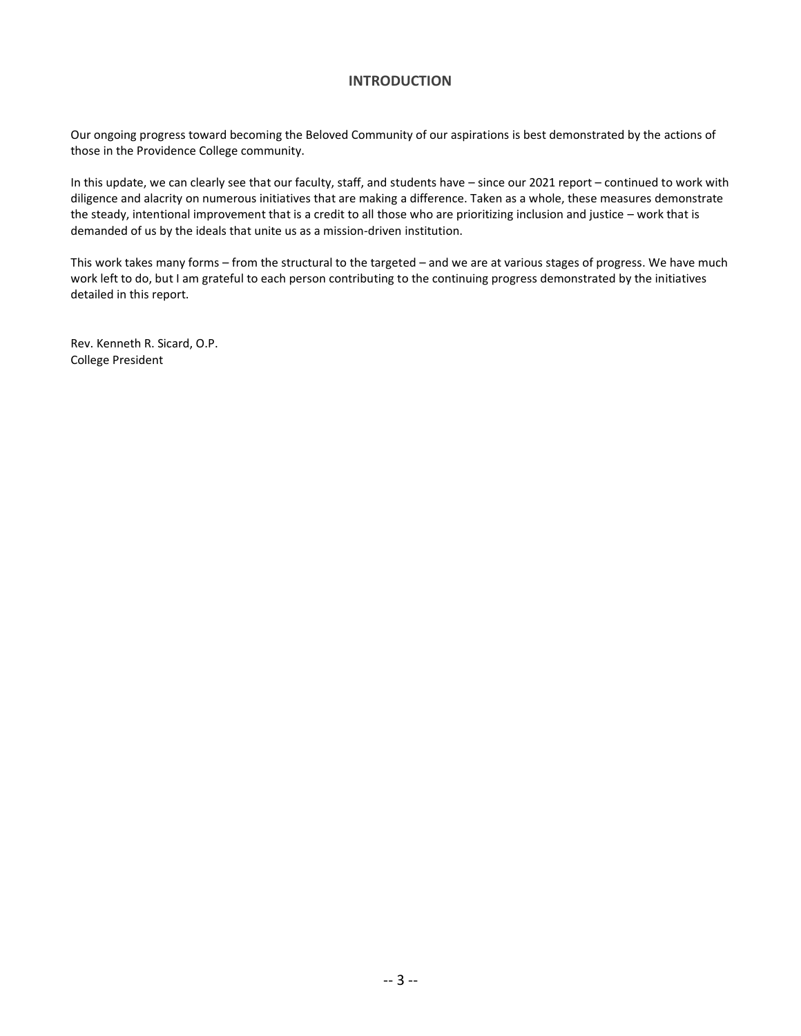## INTRODUCTION

Our ongoing progress toward becoming the Beloved Community of our aspirations is best demonstrated by the actions of those in the Providence College community.

In this update, we can clearly see that our faculty, staff, and students have – since our 2021 report – continued to work with diligence and alacrity on numerous initiatives that are making a difference. Taken as a whole, these measures demonstrate the steady, intentional improvement that is a credit to all those who are prioritizing inclusion and justice – work that is demanded of us by the ideals that unite us as a mission-driven institution.

This work takes many forms – from the structural to the targeted – and we are at various stages of progress. We have much work left to do, but I am grateful to each person contributing to the continuing progress demonstrated by the initiatives detailed in this report.

Rev. Kenneth R. Sicard, O.P.  
College President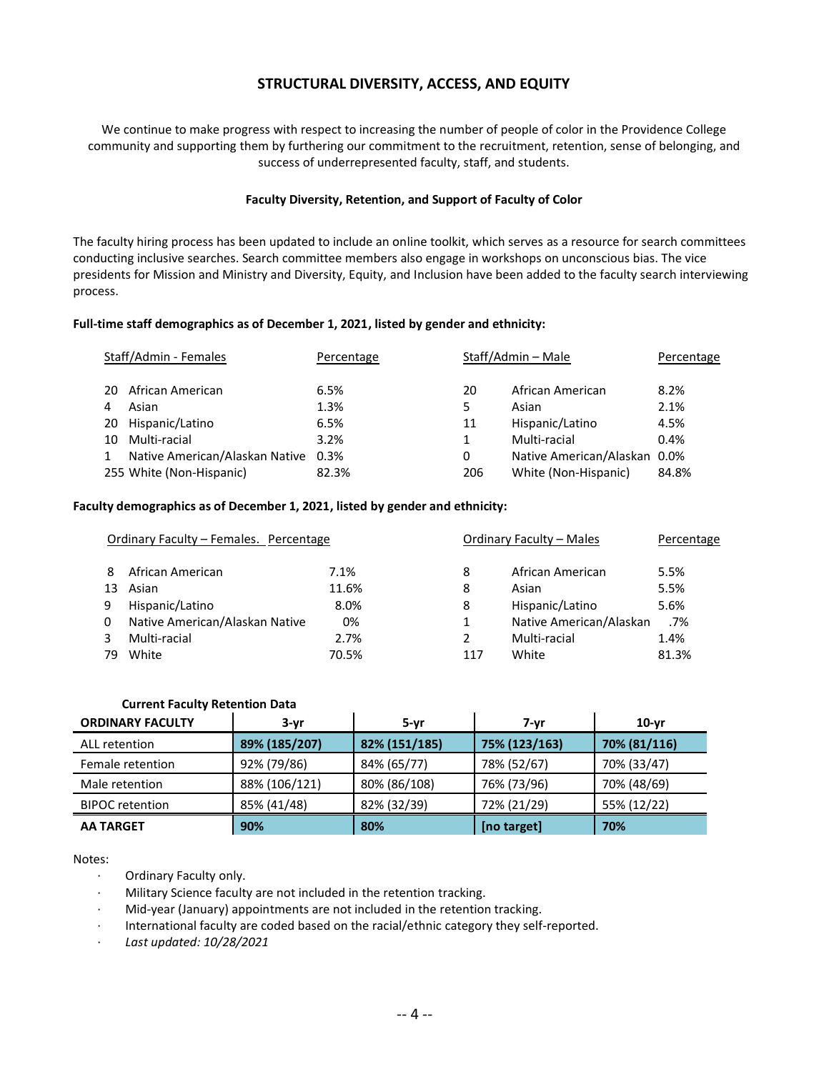## STRUCTURAL DIVERSITY, ACCESS, AND EQUITY

We continue to make progress with respect to increasing the number of people of color in the Providence College community and supporting them by furthering our commitment to the recruitment, retention, sense of belonging, and success of underrepresented faculty, staff, and students.

### Faculty Diversity, Retention, and Support of Faculty of Color

The faculty hiring process has been updated to include an online toolkit, which serves as a resource for search committees conducting inclusive searches. Search committee members also engage in workshops on unconscious bias. The vice presidents for Mission and Ministry and Diversity, Equity, and Inclusion have been added to the faculty search interviewing process.

**Full-time staff demographics as of December 1, 2021, listed by gender and ethnicity:**

| | Staff/Admin - Females | Percentage | | Staff/Admin – Male | Percentage |
|---|---|---|---|---|---|
| 20 | African American | 6.5% | 20 | African American | 8.2% |
| 4 | Asian | 1.3% | 5 | Asian | 2.1% |
| 20 | Hispanic/Latino | 6.5% | 11 | Hispanic/Latino | 4.5% |
| 10 | Multi-racial | 3.2% | 1 | Multi-racial | 0.4% |
| 1 | Native American/Alaskan Native | 0.3% | 0 | Native American/Alaskan | 0.0% |
| 255 | White (Non-Hispanic) | 82.3% | 206 | White (Non-Hispanic) | 84.8% |

**Faculty demographics as of December 1, 2021, listed by gender and ethnicity:**

| | Ordinary Faculty – Females. | Percentage | | Ordinary Faculty – Males | Percentage |
|---|---|---|---|---|---|
| 8 | African American | 7.1% | 8 | African American | 5.5% |
| 13 | Asian | 11.6% | 8 | Asian | 5.5% |
| 9 | Hispanic/Latino | 8.0% | 8 | Hispanic/Latino | 5.6% |
| 0 | Native American/Alaskan Native | 0% | 1 | Native American/Alaskan | .7% |
| 3 | Multi-racial | 2.7% | 2 | Multi-racial | 1.4% |
| 79 | White | 70.5% | 117 | White | 81.3% |

**Current Faculty Retention Data**

| ORDINARY FACULTY | 3-yr | 5-yr | 7-yr | 10-yr |
|---|---|---|---|---|
| ALL retention | **89% (185/207)** | **82% (151/185)** | **75% (123/163)** | **70% (81/116)** |
| Female retention | 92% (79/86) | 84% (65/77) | 78% (52/67) | 70% (33/47) |
| Male retention | 88% (106/121) | 80% (86/108) | 76% (73/96) | 70% (48/69) |
| BIPOC retention | 85% (41/48) | 82% (32/39) | 72% (21/29) | 55% (12/22) |
| **AA TARGET** | **90%** | **80%** | **[no target]** | **70%** |

Notes:

- Ordinary Faculty only.
- Military Science faculty are not included in the retention tracking.
- Mid-year (January) appointments are not included in the retention tracking.
- International faculty are coded based on the racial/ethnic category they self-reported.
- *Last updated: 10/28/2021*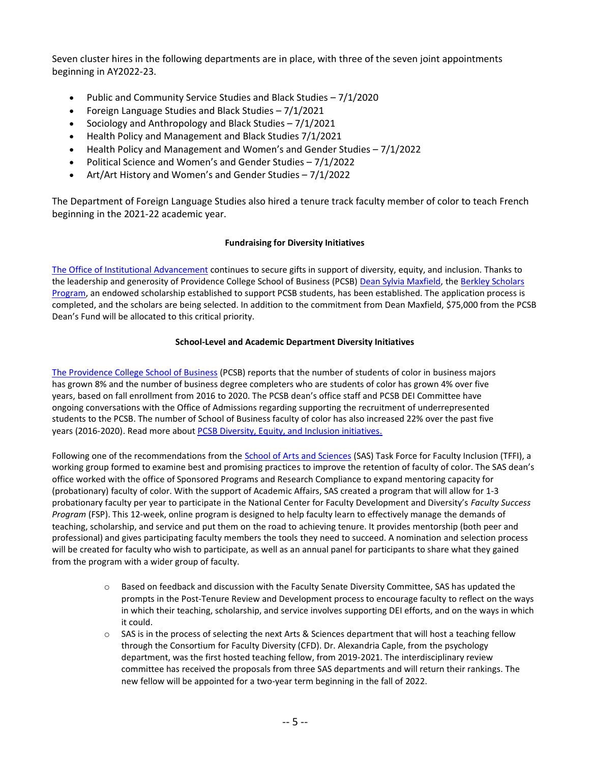Seven cluster hires in the following departments are in place, with three of the seven joint appointments beginning in AY2022-23.

- Public and Community Service Studies and Black Studies – 7/1/2020
- Foreign Language Studies and Black Studies – 7/1/2021
- Sociology and Anthropology and Black Studies – 7/1/2021
- Health Policy and Management and Black Studies 7/1/2021
- Health Policy and Management and Women's and Gender Studies – 7/1/2022
- Political Science and Women's and Gender Studies – 7/1/2022
- Art/Art History and Women's and Gender Studies – 7/1/2022

The Department of Foreign Language Studies also hired a tenure track faculty member of color to teach French beginning in the 2021-22 academic year.

**Fundraising for Diversity Initiatives**

The Office of Institutional Advancement continues to secure gifts in support of diversity, equity, and inclusion. Thanks to the leadership and generosity of Providence College School of Business (PCSB) Dean Sylvia Maxfield, the Berkley Scholars Program, an endowed scholarship established to support PCSB students, has been established. The application process is completed, and the scholars are being selected. In addition to the commitment from Dean Maxfield, $75,000 from the PCSB Dean's Fund will be allocated to this critical priority.

**School-Level and Academic Department Diversity Initiatives**

The Providence College School of Business (PCSB) reports that the number of students of color in business majors has grown 8% and the number of business degree completers who are students of color has grown 4% over five years, based on fall enrollment from 2016 to 2020. The PCSB dean's office staff and PCSB DEI Committee have ongoing conversations with the Office of Admissions regarding supporting the recruitment of underrepresented students to the PCSB. The number of School of Business faculty of color has also increased 22% over the past five years (2016-2020). Read more about PCSB Diversity, Equity, and Inclusion initiatives.

Following one of the recommendations from the School of Arts and Sciences (SAS) Task Force for Faculty Inclusion (TFFI), a working group formed to examine best and promising practices to improve the retention of faculty of color. The SAS dean's office worked with the office of Sponsored Programs and Research Compliance to expand mentoring capacity for (probationary) faculty of color. With the support of Academic Affairs, SAS created a program that will allow for 1-3 probationary faculty per year to participate in the National Center for Faculty Development and Diversity's *Faculty Success Program* (FSP). This 12-week, online program is designed to help faculty learn to effectively manage the demands of teaching, scholarship, and service and put them on the road to achieving tenure. It provides mentorship (both peer and professional) and gives participating faculty members the tools they need to succeed. A nomination and selection process will be created for faculty who wish to participate, as well as an annual panel for participants to share what they gained from the program with a wider group of faculty.

- Based on feedback and discussion with the Faculty Senate Diversity Committee, SAS has updated the prompts in the Post-Tenure Review and Development process to encourage faculty to reflect on the ways in which their teaching, scholarship, and service involves supporting DEI efforts, and on the ways in which it could.
- SAS is in the process of selecting the next Arts & Sciences department that will host a teaching fellow through the Consortium for Faculty Diversity (CFD). Dr. Alexandria Caple, from the psychology department, was the first hosted teaching fellow, from 2019-2021. The interdisciplinary review committee has received the proposals from three SAS departments and will return their rankings. The new fellow will be appointed for a two-year term beginning in the fall of 2022.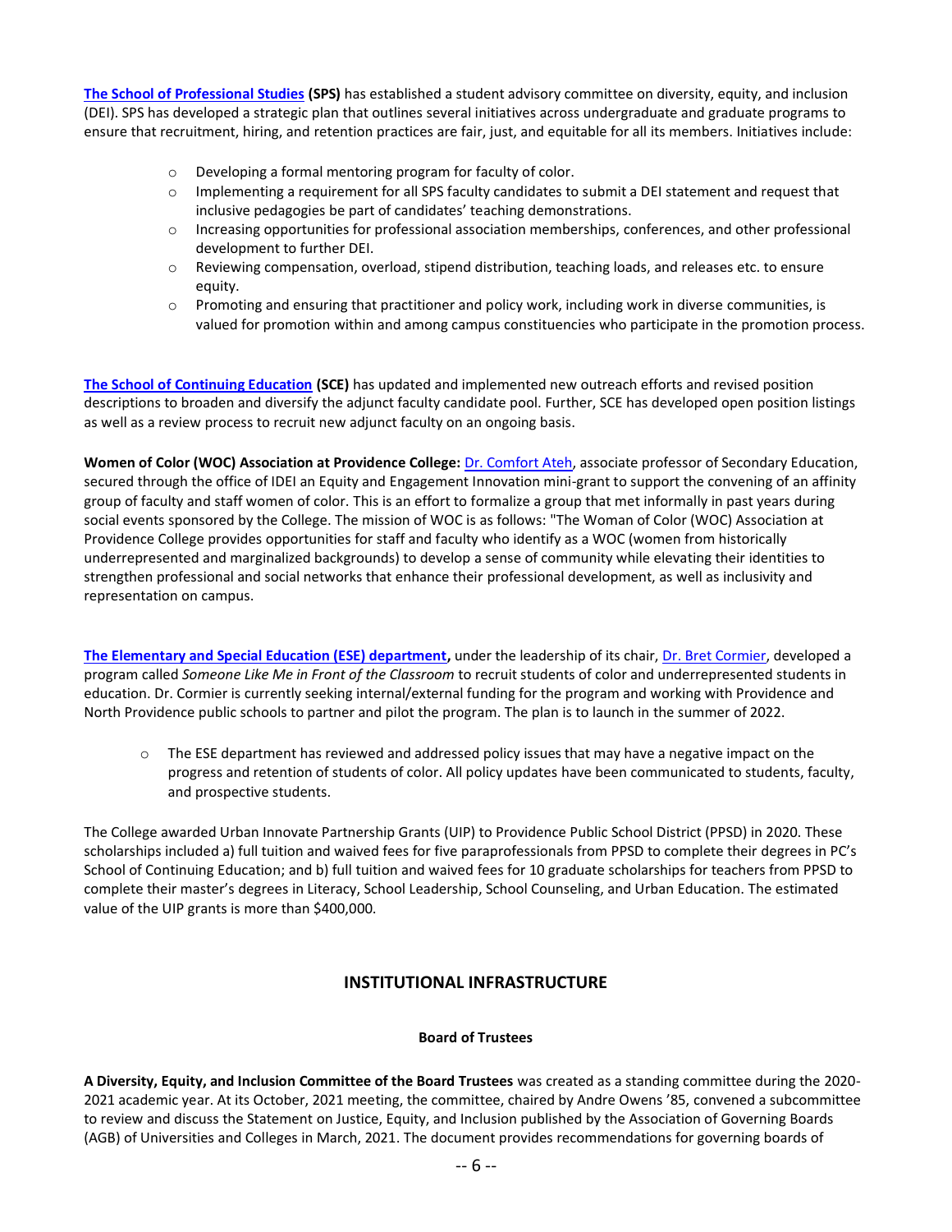**The School of Professional Studies (SPS)** has established a student advisory committee on diversity, equity, and inclusion (DEI). SPS has developed a strategic plan that outlines several initiatives across undergraduate and graduate programs to ensure that recruitment, hiring, and retention practices are fair, just, and equitable for all its members. Initiatives include:

- Developing a formal mentoring program for faculty of color.
- Implementing a requirement for all SPS faculty candidates to submit a DEI statement and request that inclusive pedagogies be part of candidates' teaching demonstrations.
- Increasing opportunities for professional association memberships, conferences, and other professional development to further DEI.
- Reviewing compensation, overload, stipend distribution, teaching loads, and releases etc. to ensure equity.
- Promoting and ensuring that practitioner and policy work, including work in diverse communities, is valued for promotion within and among campus constituencies who participate in the promotion process.

**The School of Continuing Education (SCE)** has updated and implemented new outreach efforts and revised position descriptions to broaden and diversify the adjunct faculty candidate pool. Further, SCE has developed open position listings as well as a review process to recruit new adjunct faculty on an ongoing basis.

**Women of Color (WOC) Association at Providence College:** Dr. Comfort Ateh, associate professor of Secondary Education, secured through the office of IDEI an Equity and Engagement Innovation mini-grant to support the convening of an affinity group of faculty and staff women of color. This is an effort to formalize a group that met informally in past years during social events sponsored by the College. The mission of WOC is as follows: "The Woman of Color (WOC) Association at Providence College provides opportunities for staff and faculty who identify as a WOC (women from historically underrepresented and marginalized backgrounds) to develop a sense of community while elevating their identities to strengthen professional and social networks that enhance their professional development, as well as inclusivity and representation on campus.

**The Elementary and Special Education (ESE) department,** under the leadership of its chair, Dr. Bret Cormier, developed a program called *Someone Like Me in Front of the Classroom* to recruit students of color and underrepresented students in education. Dr. Cormier is currently seeking internal/external funding for the program and working with Providence and North Providence public schools to partner and pilot the program. The plan is to launch in the summer of 2022.

- The ESE department has reviewed and addressed policy issues that may have a negative impact on the progress and retention of students of color. All policy updates have been communicated to students, faculty, and prospective students.

The College awarded Urban Innovate Partnership Grants (UIP) to Providence Public School District (PPSD) in 2020. These scholarships included a) full tuition and waived fees for five paraprofessionals from PPSD to complete their degrees in PC's School of Continuing Education; and b) full tuition and waived fees for 10 graduate scholarships for teachers from PPSD to complete their master's degrees in Literacy, School Leadership, School Counseling, and Urban Education. The estimated value of the UIP grants is more than $400,000.

## INSTITUTIONAL INFRASTRUCTURE

### Board of Trustees

**A Diversity, Equity, and Inclusion Committee of the Board Trustees** was created as a standing committee during the 2020-2021 academic year. At its October, 2021 meeting, the committee, chaired by Andre Owens '85, convened a subcommittee to review and discuss the Statement on Justice, Equity, and Inclusion published by the Association of Governing Boards (AGB) of Universities and Colleges in March, 2021. The document provides recommendations for governing boards of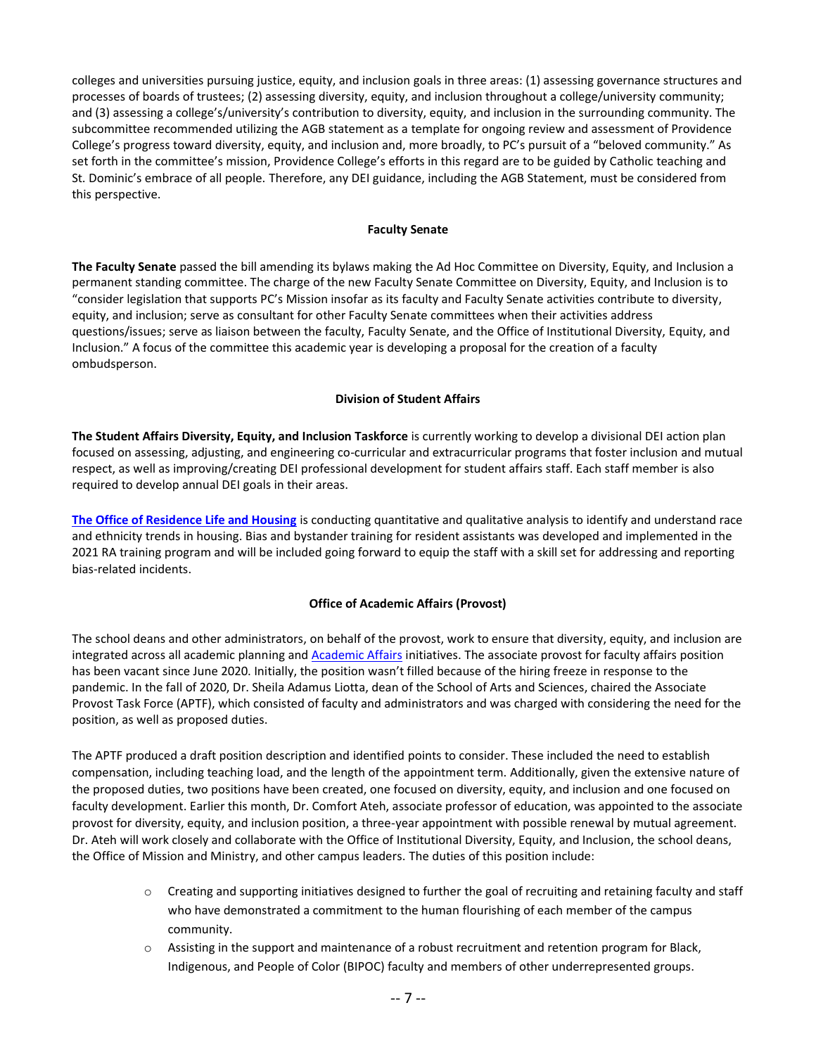colleges and universities pursuing justice, equity, and inclusion goals in three areas: (1) assessing governance structures and processes of boards of trustees; (2) assessing diversity, equity, and inclusion throughout a college/university community; and (3) assessing a college's/university's contribution to diversity, equity, and inclusion in the surrounding community. The subcommittee recommended utilizing the AGB statement as a template for ongoing review and assessment of Providence College's progress toward diversity, equity, and inclusion and, more broadly, to PC's pursuit of a "beloved community." As set forth in the committee's mission, Providence College's efforts in this regard are to be guided by Catholic teaching and St. Dominic's embrace of all people. Therefore, any DEI guidance, including the AGB Statement, must be considered from this perspective.

### Faculty Senate

**The Faculty Senate** passed the bill amending its bylaws making the Ad Hoc Committee on Diversity, Equity, and Inclusion a permanent standing committee. The charge of the new Faculty Senate Committee on Diversity, Equity, and Inclusion is to "consider legislation that supports PC's Mission insofar as its faculty and Faculty Senate activities contribute to diversity, equity, and inclusion; serve as consultant for other Faculty Senate committees when their activities address questions/issues; serve as liaison between the faculty, Faculty Senate, and the Office of Institutional Diversity, Equity, and Inclusion." A focus of the committee this academic year is developing a proposal for the creation of a faculty ombudsperson.

### Division of Student Affairs

**The Student Affairs Diversity, Equity, and Inclusion Taskforce** is currently working to develop a divisional DEI action plan focused on assessing, adjusting, and engineering co-curricular and extracurricular programs that foster inclusion and mutual respect, as well as improving/creating DEI professional development for student affairs staff. Each staff member is also required to develop annual DEI goals in their areas.

**The Office of Residence Life and Housing** is conducting quantitative and qualitative analysis to identify and understand race and ethnicity trends in housing. Bias and bystander training for resident assistants was developed and implemented in the 2021 RA training program and will be included going forward to equip the staff with a skill set for addressing and reporting bias-related incidents.

### Office of Academic Affairs (Provost)

The school deans and other administrators, on behalf of the provost, work to ensure that diversity, equity, and inclusion are integrated across all academic planning and Academic Affairs initiatives. The associate provost for faculty affairs position has been vacant since June 2020. Initially, the position wasn't filled because of the hiring freeze in response to the pandemic. In the fall of 2020, Dr. Sheila Adamus Liotta, dean of the School of Arts and Sciences, chaired the Associate Provost Task Force (APTF), which consisted of faculty and administrators and was charged with considering the need for the position, as well as proposed duties.

The APTF produced a draft position description and identified points to consider. These included the need to establish compensation, including teaching load, and the length of the appointment term. Additionally, given the extensive nature of the proposed duties, two positions have been created, one focused on diversity, equity, and inclusion and one focused on faculty development. Earlier this month, Dr. Comfort Ateh, associate professor of education, was appointed to the associate provost for diversity, equity, and inclusion position, a three-year appointment with possible renewal by mutual agreement. Dr. Ateh will work closely and collaborate with the Office of Institutional Diversity, Equity, and Inclusion, the school deans, the Office of Mission and Ministry, and other campus leaders. The duties of this position include:

- Creating and supporting initiatives designed to further the goal of recruiting and retaining faculty and staff who have demonstrated a commitment to the human flourishing of each member of the campus community.
- Assisting in the support and maintenance of a robust recruitment and retention program for Black, Indigenous, and People of Color (BIPOC) faculty and members of other underrepresented groups.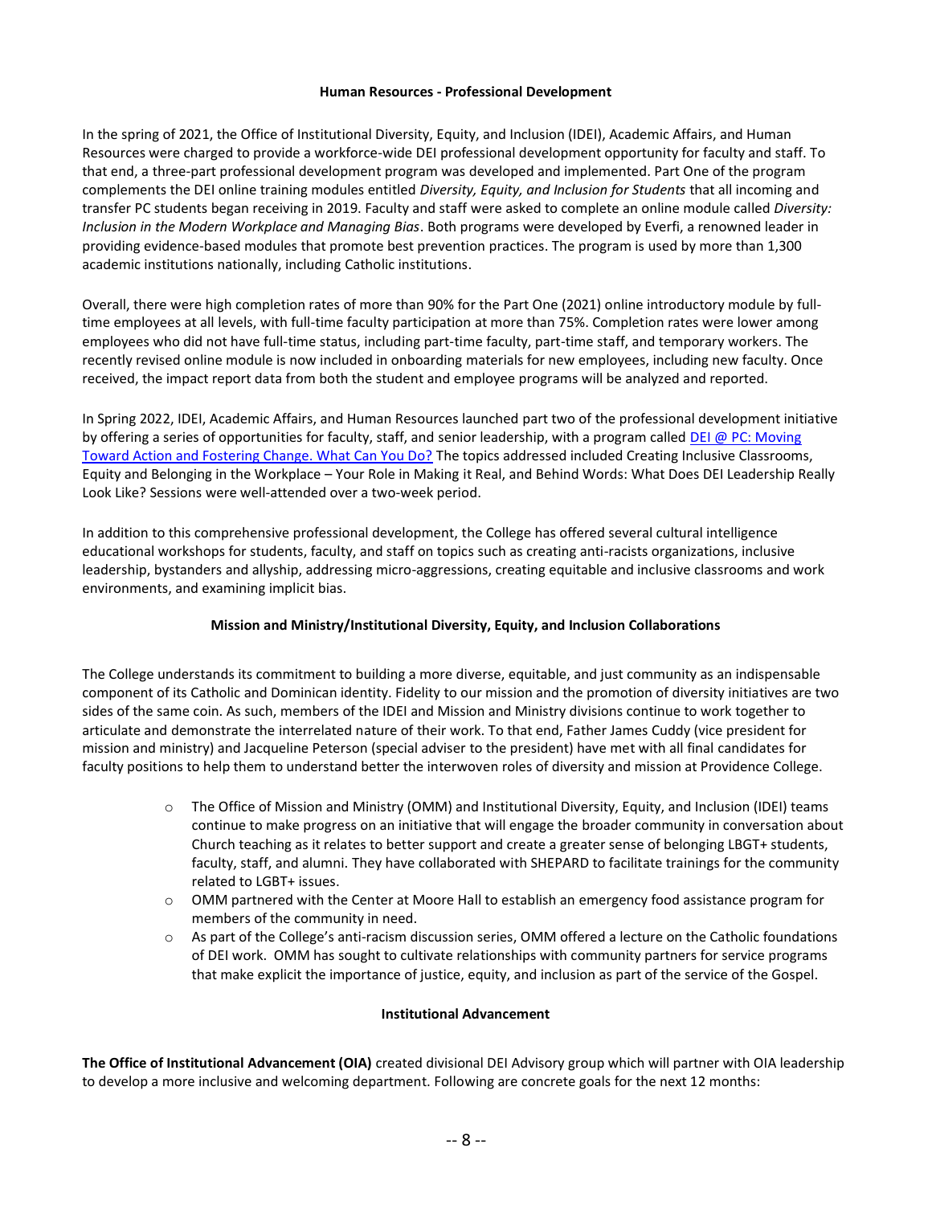**Human Resources - Professional Development**

In the spring of 2021, the Office of Institutional Diversity, Equity, and Inclusion (IDEI), Academic Affairs, and Human Resources were charged to provide a workforce-wide DEI professional development opportunity for faculty and staff. To that end, a three-part professional development program was developed and implemented. Part One of the program complements the DEI online training modules entitled *Diversity, Equity, and Inclusion for Students* that all incoming and transfer PC students began receiving in 2019. Faculty and staff were asked to complete an online module called *Diversity: Inclusion in the Modern Workplace and Managing Bias*. Both programs were developed by Everfi, a renowned leader in providing evidence-based modules that promote best prevention practices. The program is used by more than 1,300 academic institutions nationally, including Catholic institutions.

Overall, there were high completion rates of more than 90% for the Part One (2021) online introductory module by full-time employees at all levels, with full-time faculty participation at more than 75%. Completion rates were lower among employees who did not have full-time status, including part-time faculty, part-time staff, and temporary workers. The recently revised online module is now included in onboarding materials for new employees, including new faculty. Once received, the impact report data from both the student and employee programs will be analyzed and reported.

In Spring 2022, IDEI, Academic Affairs, and Human Resources launched part two of the professional development initiative by offering a series of opportunities for faculty, staff, and senior leadership, with a program called DEI @ PC: Moving Toward Action and Fostering Change. What Can You Do? The topics addressed included Creating Inclusive Classrooms, Equity and Belonging in the Workplace – Your Role in Making it Real, and Behind Words: What Does DEI Leadership Really Look Like? Sessions were well-attended over a two-week period.

In addition to this comprehensive professional development, the College has offered several cultural intelligence educational workshops for students, faculty, and staff on topics such as creating anti-racists organizations, inclusive leadership, bystanders and allyship, addressing micro-aggressions, creating equitable and inclusive classrooms and work environments, and examining implicit bias.

**Mission and Ministry/Institutional Diversity, Equity, and Inclusion Collaborations**

The College understands its commitment to building a more diverse, equitable, and just community as an indispensable component of its Catholic and Dominican identity. Fidelity to our mission and the promotion of diversity initiatives are two sides of the same coin. As such, members of the IDEI and Mission and Ministry divisions continue to work together to articulate and demonstrate the interrelated nature of their work. To that end, Father James Cuddy (vice president for mission and ministry) and Jacqueline Peterson (special adviser to the president) have met with all final candidates for faculty positions to help them to understand better the interwoven roles of diversity and mission at Providence College.

- The Office of Mission and Ministry (OMM) and Institutional Diversity, Equity, and Inclusion (IDEI) teams continue to make progress on an initiative that will engage the broader community in conversation about Church teaching as it relates to better support and create a greater sense of belonging LBGT+ students, faculty, staff, and alumni. They have collaborated with SHEPARD to facilitate trainings for the community related to LGBT+ issues.
- OMM partnered with the Center at Moore Hall to establish an emergency food assistance program for members of the community in need.
- As part of the College's anti-racism discussion series, OMM offered a lecture on the Catholic foundations of DEI work. OMM has sought to cultivate relationships with community partners for service programs that make explicit the importance of justice, equity, and inclusion as part of the service of the Gospel.

**Institutional Advancement**

**The Office of Institutional Advancement (OIA)** created divisional DEI Advisory group which will partner with OIA leadership to develop a more inclusive and welcoming department. Following are concrete goals for the next 12 months: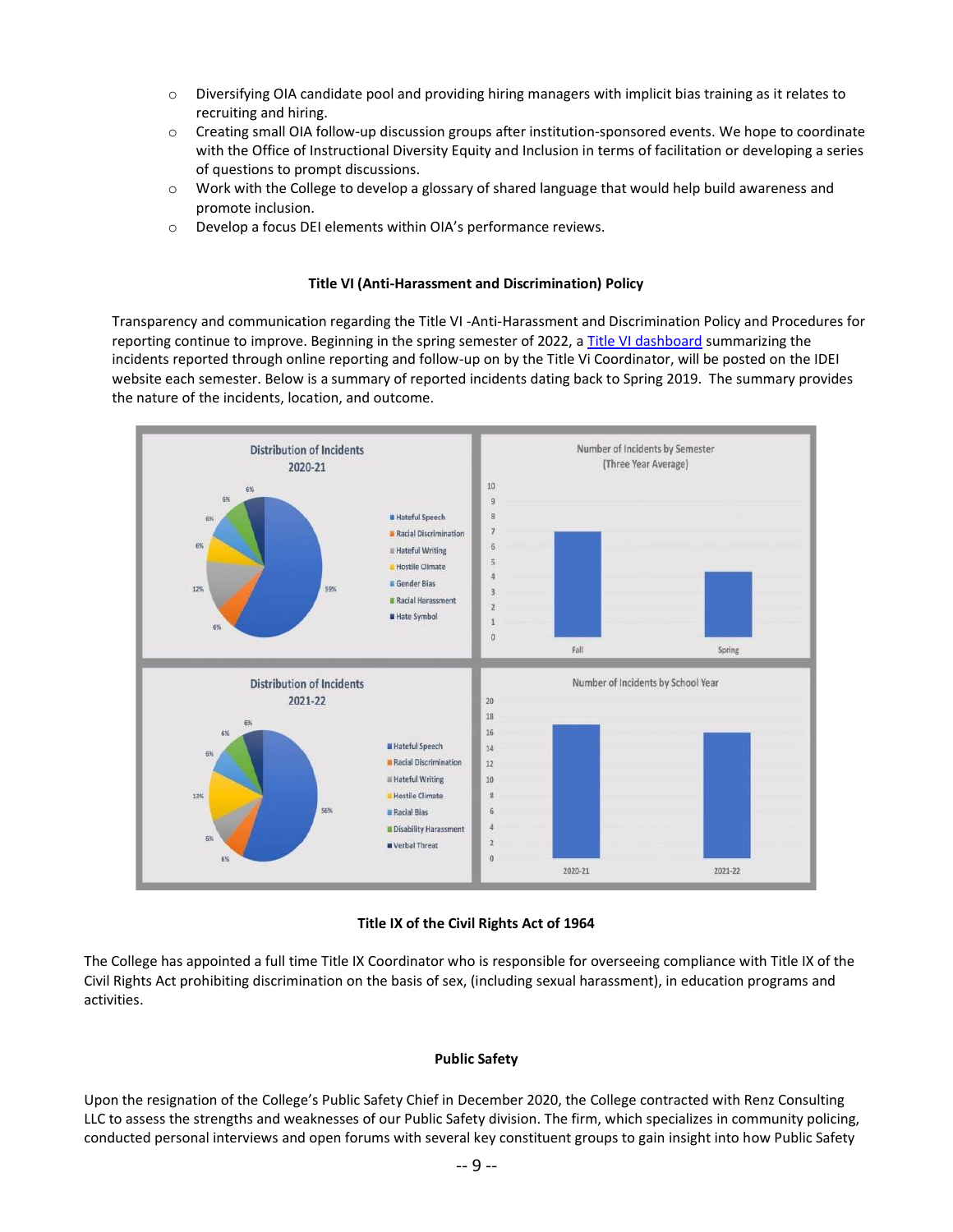- Diversifying OIA candidate pool and providing hiring managers with implicit bias training as it relates to recruiting and hiring.
- Creating small OIA follow-up discussion groups after institution-sponsored events. We hope to coordinate with the Office of Instructional Diversity Equity and Inclusion in terms of facilitation or developing a series of questions to prompt discussions.
- Work with the College to develop a glossary of shared language that would help build awareness and promote inclusion.
- Develop a focus DEI elements within OIA's performance reviews.

**Title VI (Anti-Harassment and Discrimination) Policy**

Transparency and communication regarding the Title VI -Anti-Harassment and Discrimination Policy and Procedures for reporting continue to improve. Beginning in the spring semester of 2022, a Title VI dashboard summarizing the incidents reported through online reporting and follow-up on by the Title Vi Coordinator, will be posted on the IDEI website each semester. Below is a summary of reported incidents dating back to Spring 2019. The summary provides the nature of the incidents, location, and outcome.

**Title IX of the Civil Rights Act of 1964**

The College has appointed a full time Title IX Coordinator who is responsible for overseeing compliance with Title IX of the Civil Rights Act prohibiting discrimination on the basis of sex, (including sexual harassment), in education programs and activities.

**Public Safety**

Upon the resignation of the College's Public Safety Chief in December 2020, the College contracted with Renz Consulting LLC to assess the strengths and weaknesses of our Public Safety division. The firm, which specializes in community policing, conducted personal interviews and open forums with several key constituent groups to gain insight into how Public Safety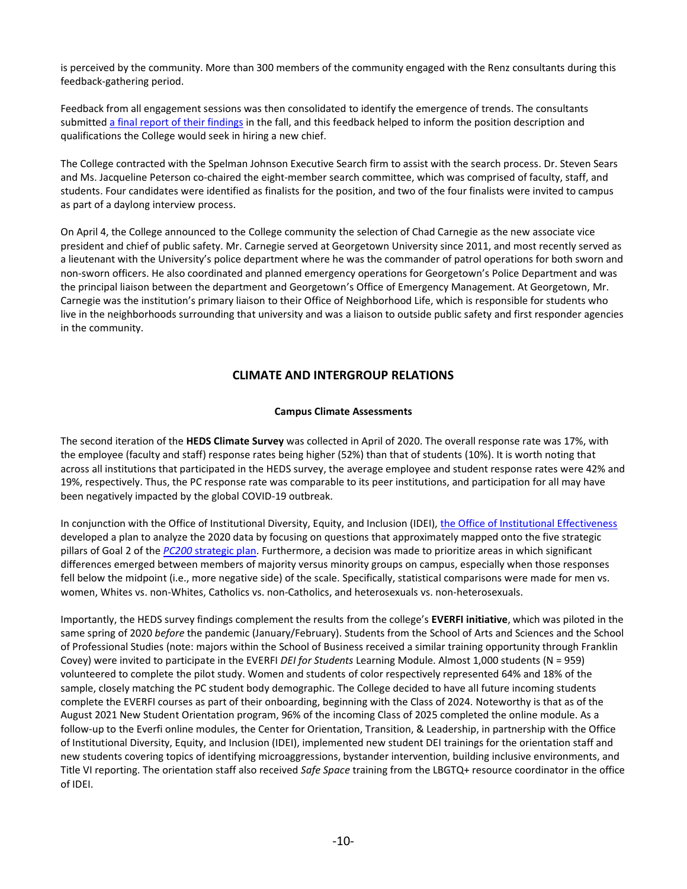is perceived by the community. More than 300 members of the community engaged with the Renz consultants during this feedback-gathering period.

Feedback from all engagement sessions was then consolidated to identify the emergence of trends. The consultants submitted a final report of their findings in the fall, and this feedback helped to inform the position description and qualifications the College would seek in hiring a new chief.

The College contracted with the Spelman Johnson Executive Search firm to assist with the search process. Dr. Steven Sears and Ms. Jacqueline Peterson co-chaired the eight-member search committee, which was comprised of faculty, staff, and students. Four candidates were identified as finalists for the position, and two of the four finalists were invited to campus as part of a daylong interview process.

On April 4, the College announced to the College community the selection of Chad Carnegie as the new associate vice president and chief of public safety. Mr. Carnegie served at Georgetown University since 2011, and most recently served as a lieutenant with the University's police department where he was the commander of patrol operations for both sworn and non-sworn officers. He also coordinated and planned emergency operations for Georgetown's Police Department and was the principal liaison between the department and Georgetown's Office of Emergency Management. At Georgetown, Mr. Carnegie was the institution's primary liaison to their Office of Neighborhood Life, which is responsible for students who live in the neighborhoods surrounding that university and was a liaison to outside public safety and first responder agencies in the community.

## CLIMATE AND INTERGROUP RELATIONS

### Campus Climate Assessments

The second iteration of the **HEDS Climate Survey** was collected in April of 2020. The overall response rate was 17%, with the employee (faculty and staff) response rates being higher (52%) than that of students (10%). It is worth noting that across all institutions that participated in the HEDS survey, the average employee and student response rates were 42% and 19%, respectively. Thus, the PC response rate was comparable to its peer institutions, and participation for all may have been negatively impacted by the global COVID-19 outbreak.

In conjunction with the Office of Institutional Diversity, Equity, and Inclusion (IDEI), the Office of Institutional Effectiveness developed a plan to analyze the 2020 data by focusing on questions that approximately mapped onto the five strategic pillars of Goal 2 of the *PC200* strategic plan. Furthermore, a decision was made to prioritize areas in which significant differences emerged between members of majority versus minority groups on campus, especially when those responses fell below the midpoint (i.e., more negative side) of the scale. Specifically, statistical comparisons were made for men vs. women, Whites vs. non-Whites, Catholics vs. non-Catholics, and heterosexuals vs. non-heterosexuals.

Importantly, the HEDS survey findings complement the results from the college's **EVERFI initiative**, which was piloted in the same spring of 2020 *before* the pandemic (January/February). Students from the School of Arts and Sciences and the School of Professional Studies (note: majors within the School of Business received a similar training opportunity through Franklin Covey) were invited to participate in the EVERFI *DEI for Students* Learning Module. Almost 1,000 students (N = 959) volunteered to complete the pilot study. Women and students of color respectively represented 64% and 18% of the sample, closely matching the PC student body demographic. The College decided to have all future incoming students complete the EVERFI courses as part of their onboarding, beginning with the Class of 2024. Noteworthy is that as of the August 2021 New Student Orientation program, 96% of the incoming Class of 2025 completed the online module. As a follow-up to the Everfi online modules, the Center for Orientation, Transition, & Leadership, in partnership with the Office of Institutional Diversity, Equity, and Inclusion (IDEI), implemented new student DEI trainings for the orientation staff and new students covering topics of identifying microaggressions, bystander intervention, building inclusive environments, and Title VI reporting. The orientation staff also received *Safe Space* training from the LBGTQ+ resource coordinator in the office of IDEI.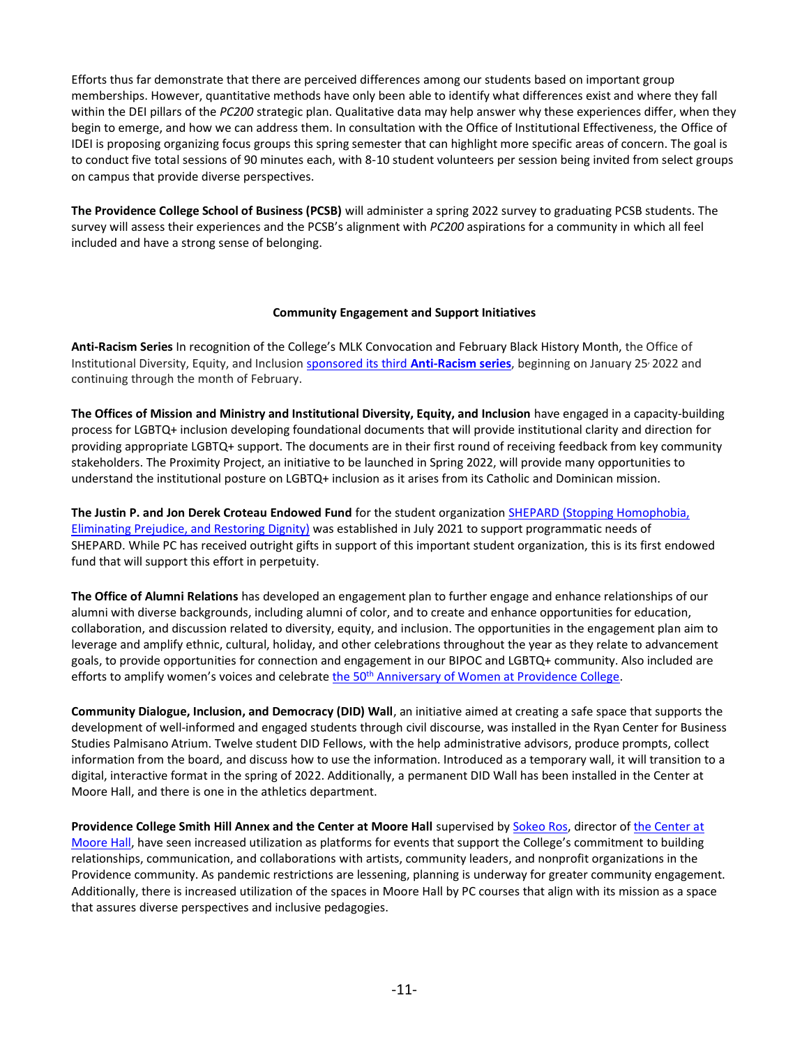Efforts thus far demonstrate that there are perceived differences among our students based on important group memberships. However, quantitative methods have only been able to identify what differences exist and where they fall within the DEI pillars of the *PC200* strategic plan. Qualitative data may help answer why these experiences differ, when they begin to emerge, and how we can address them. In consultation with the Office of Institutional Effectiveness, the Office of IDEI is proposing organizing focus groups this spring semester that can highlight more specific areas of concern. The goal is to conduct five total sessions of 90 minutes each, with 8-10 student volunteers per session being invited from select groups on campus that provide diverse perspectives.

**The Providence College School of Business (PCSB)** will administer a spring 2022 survey to graduating PCSB students. The survey will assess their experiences and the PCSB's alignment with *PC200* aspirations for a community in which all feel included and have a strong sense of belonging.

## Community Engagement and Support Initiatives

**Anti-Racism Series** In recognition of the College's MLK Convocation and February Black History Month, the Office of Institutional Diversity, Equity, and Inclusion sponsored its third **Anti-Racism series**, beginning on January 25, 2022 and continuing through the month of February.

**The Offices of Mission and Ministry and Institutional Diversity, Equity, and Inclusion** have engaged in a capacity-building process for LGBTQ+ inclusion developing foundational documents that will provide institutional clarity and direction for providing appropriate LGBTQ+ support. The documents are in their first round of receiving feedback from key community stakeholders. The Proximity Project, an initiative to be launched in Spring 2022, will provide many opportunities to understand the institutional posture on LGBTQ+ inclusion as it arises from its Catholic and Dominican mission.

**The Justin P. and Jon Derek Croteau Endowed Fund** for the student organization SHEPARD (Stopping Homophobia, Eliminating Prejudice, and Restoring Dignity) was established in July 2021 to support programmatic needs of SHEPARD. While PC has received outright gifts in support of this important student organization, this is its first endowed fund that will support this effort in perpetuity.

**The Office of Alumni Relations** has developed an engagement plan to further engage and enhance relationships of our alumni with diverse backgrounds, including alumni of color, and to create and enhance opportunities for education, collaboration, and discussion related to diversity, equity, and inclusion. The opportunities in the engagement plan aim to leverage and amplify ethnic, cultural, holiday, and other celebrations throughout the year as they relate to advancement goals, to provide opportunities for connection and engagement in our BIPOC and LGBTQ+ community. Also included are efforts to amplify women's voices and celebrate the 50th Anniversary of Women at Providence College.

**Community Dialogue, Inclusion, and Democracy (DID) Wall**, an initiative aimed at creating a safe space that supports the development of well-informed and engaged students through civil discourse, was installed in the Ryan Center for Business Studies Palmisano Atrium. Twelve student DID Fellows, with the help administrative advisors, produce prompts, collect information from the board, and discuss how to use the information. Introduced as a temporary wall, it will transition to a digital, interactive format in the spring of 2022. Additionally, a permanent DID Wall has been installed in the Center at Moore Hall, and there is one in the athletics department.

**Providence College Smith Hill Annex and the Center at Moore Hall** supervised by Sokeo Ros, director of the Center at Moore Hall, have seen increased utilization as platforms for events that support the College's commitment to building relationships, communication, and collaborations with artists, community leaders, and nonprofit organizations in the Providence community. As pandemic restrictions are lessening, planning is underway for greater community engagement. Additionally, there is increased utilization of the spaces in Moore Hall by PC courses that align with its mission as a space that assures diverse perspectives and inclusive pedagogies.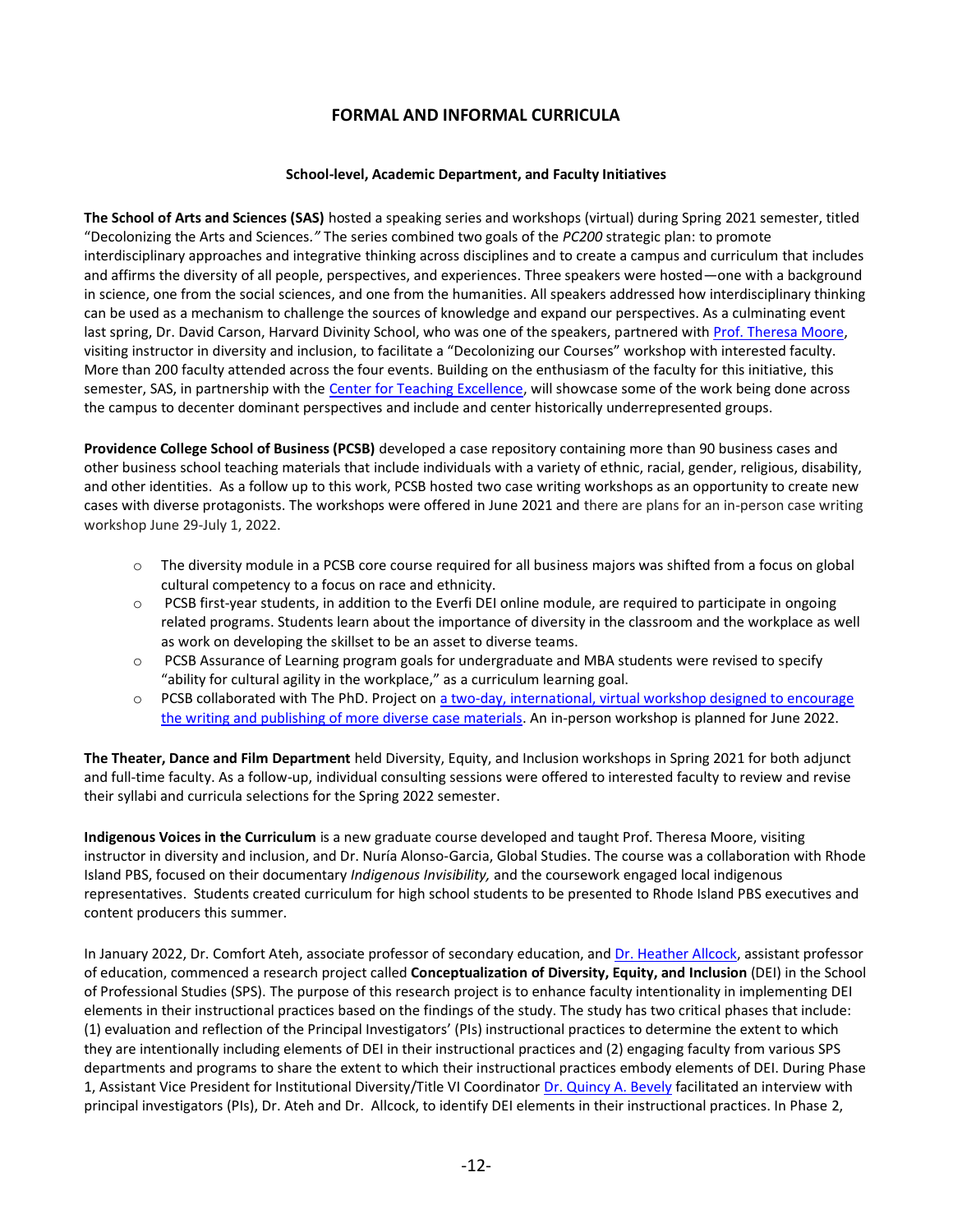# FORMAL AND INFORMAL CURRICULA

### School-level, Academic Department, and Faculty Initiatives

**The School of Arts and Sciences (SAS)** hosted a speaking series and workshops (virtual) during Spring 2021 semester, titled "Decolonizing the Arts and Sciences." The series combined two goals of the *PC200* strategic plan: to promote interdisciplinary approaches and integrative thinking across disciplines and to create a campus and curriculum that includes and affirms the diversity of all people, perspectives, and experiences. Three speakers were hosted—one with a background in science, one from the social sciences, and one from the humanities. All speakers addressed how interdisciplinary thinking can be used as a mechanism to challenge the sources of knowledge and expand our perspectives. As a culminating event last spring, Dr. David Carson, Harvard Divinity School, who was one of the speakers, partnered with Prof. Theresa Moore, visiting instructor in diversity and inclusion, to facilitate a "Decolonizing our Courses" workshop with interested faculty. More than 200 faculty attended across the four events. Building on the enthusiasm of the faculty for this initiative, this semester, SAS, in partnership with the Center for Teaching Excellence, will showcase some of the work being done across the campus to decenter dominant perspectives and include and center historically underrepresented groups.

**Providence College School of Business (PCSB)** developed a case repository containing more than 90 business cases and other business school teaching materials that include individuals with a variety of ethnic, racial, gender, religious, disability, and other identities. As a follow up to this work, PCSB hosted two case writing workshops as an opportunity to create new cases with diverse protagonists. The workshops were offered in June 2021 and there are plans for an in-person case writing workshop June 29-July 1, 2022.

- The diversity module in a PCSB core course required for all business majors was shifted from a focus on global cultural competency to a focus on race and ethnicity.
- PCSB first-year students, in addition to the Everfi DEI online module, are required to participate in ongoing related programs. Students learn about the importance of diversity in the classroom and the workplace as well as work on developing the skillset to be an asset to diverse teams.
- PCSB Assurance of Learning program goals for undergraduate and MBA students were revised to specify "ability for cultural agility in the workplace," as a curriculum learning goal.
- PCSB collaborated with The PhD. Project on a two-day, international, virtual workshop designed to encourage the writing and publishing of more diverse case materials. An in-person workshop is planned for June 2022.

**The Theater, Dance and Film Department** held Diversity, Equity, and Inclusion workshops in Spring 2021 for both adjunct and full-time faculty. As a follow-up, individual consulting sessions were offered to interested faculty to review and revise their syllabi and curricula selections for the Spring 2022 semester.

**Indigenous Voices in the Curriculum** is a new graduate course developed and taught Prof. Theresa Moore, visiting instructor in diversity and inclusion, and Dr. Nuría Alonso-Garcia, Global Studies. The course was a collaboration with Rhode Island PBS, focused on their documentary *Indigenous Invisibility,* and the coursework engaged local indigenous representatives. Students created curriculum for high school students to be presented to Rhode Island PBS executives and content producers this summer.

In January 2022, Dr. Comfort Ateh, associate professor of secondary education, and Dr. Heather Allcock, assistant professor of education, commenced a research project called **Conceptualization of Diversity, Equity, and Inclusion** (DEI) in the School of Professional Studies (SPS). The purpose of this research project is to enhance faculty intentionality in implementing DEI elements in their instructional practices based on the findings of the study. The study has two critical phases that include: (1) evaluation and reflection of the Principal Investigators' (PIs) instructional practices to determine the extent to which they are intentionally including elements of DEI in their instructional practices and (2) engaging faculty from various SPS departments and programs to share the extent to which their instructional practices embody elements of DEI. During Phase 1, Assistant Vice President for Institutional Diversity/Title VI Coordinator Dr. Quincy A. Bevely facilitated an interview with principal investigators (PIs), Dr. Ateh and Dr. Allcock, to identify DEI elements in their instructional practices. In Phase 2,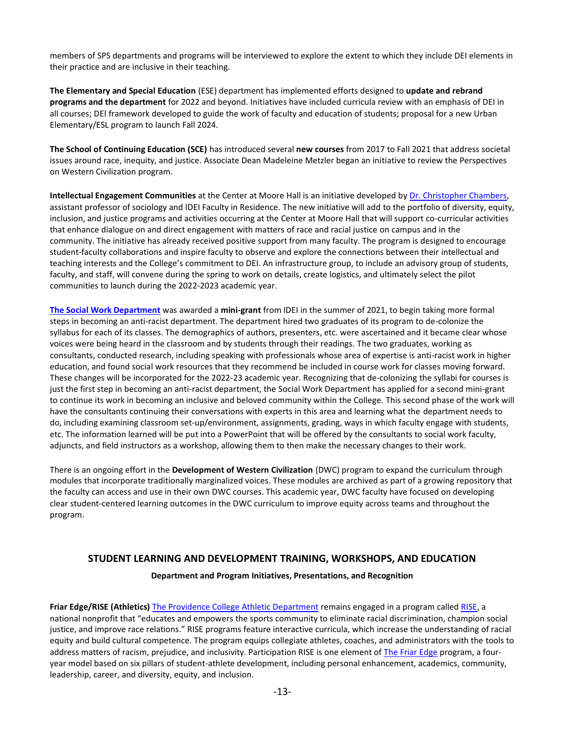members of SPS departments and programs will be interviewed to explore the extent to which they include DEI elements in their practice and are inclusive in their teaching.

**The Elementary and Special Education** (ESE) department has implemented efforts designed to **update and rebrand programs and the department** for 2022 and beyond. Initiatives have included curricula review with an emphasis of DEI in all courses; DEI framework developed to guide the work of faculty and education of students; proposal for a new Urban Elementary/ESL program to launch Fall 2024.

**The School of Continuing Education (SCE)** has introduced several **new courses** from 2017 to Fall 2021 that address societal issues around race, inequity, and justice. Associate Dean Madeleine Metzler began an initiative to review the Perspectives on Western Civilization program.

**Intellectual Engagement Communities** at the Center at Moore Hall is an initiative developed by Dr. Christopher Chambers, assistant professor of sociology and IDEI Faculty in Residence. The new initiative will add to the portfolio of diversity, equity, inclusion, and justice programs and activities occurring at the Center at Moore Hall that will support co-curricular activities that enhance dialogue on and direct engagement with matters of race and racial justice on campus and in the community. The initiative has already received positive support from many faculty. The program is designed to encourage student-faculty collaborations and inspire faculty to observe and explore the connections between their intellectual and teaching interests and the College's commitment to DEI. An infrastructure group, to include an advisory group of students, faculty, and staff, will convene during the spring to work on details, create logistics, and ultimately select the pilot communities to launch during the 2022-2023 academic year.

**The Social Work Department** was awarded a **mini-grant** from IDEI in the summer of 2021, to begin taking more formal steps in becoming an anti-racist department. The department hired two graduates of its program to de-colonize the syllabus for each of its classes. The demographics of authors, presenters, etc. were ascertained and it became clear whose voices were being heard in the classroom and by students through their readings. The two graduates, working as consultants, conducted research, including speaking with professionals whose area of expertise is anti-racist work in higher education, and found social work resources that they recommend be included in course work for classes moving forward. These changes will be incorporated for the 2022-23 academic year. Recognizing that de-colonizing the syllabi for courses is just the first step in becoming an anti-racist department, the Social Work Department has applied for a second mini-grant to continue its work in becoming an inclusive and beloved community within the College. This second phase of the work will have the consultants continuing their conversations with experts in this area and learning what the department needs to do, including examining classroom set-up/environment, assignments, grading, ways in which faculty engage with students, etc. The information learned will be put into a PowerPoint that will be offered by the consultants to social work faculty, adjuncts, and field instructors as a workshop, allowing them to then make the necessary changes to their work.

There is an ongoing effort in the **Development of Western Civilization** (DWC) program to expand the curriculum through modules that incorporate traditionally marginalized voices. These modules are archived as part of a growing repository that the faculty can access and use in their own DWC courses. This academic year, DWC faculty have focused on developing clear student-centered learning outcomes in the DWC curriculum to improve equity across teams and throughout the program.

## STUDENT LEARNING AND DEVELOPMENT TRAINING, WORKSHOPS, AND EDUCATION

#### Department and Program Initiatives, Presentations, and Recognition

**Friar Edge/RISE (Athletics)** The Providence College Athletic Department remains engaged in a program called RISE, a national nonprofit that "educates and empowers the sports community to eliminate racial discrimination, champion social justice, and improve race relations." RISE programs feature interactive curricula, which increase the understanding of racial equity and build cultural competence. The program equips collegiate athletes, coaches, and administrators with the tools to address matters of racism, prejudice, and inclusivity. Participation RISE is one element of The Friar Edge program, a four-year model based on six pillars of student-athlete development, including personal enhancement, academics, community, leadership, career, and diversity, equity, and inclusion.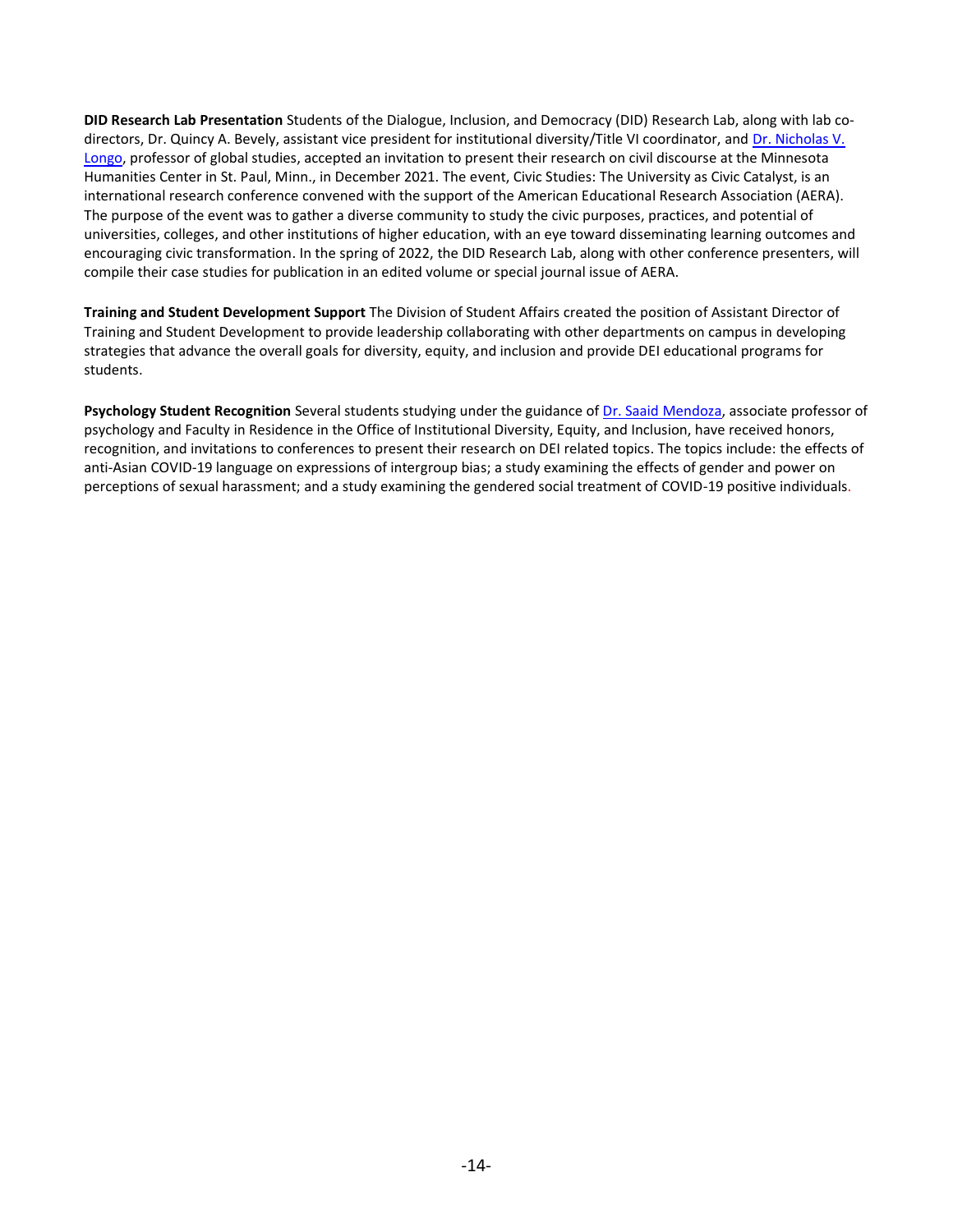**DID Research Lab Presentation** Students of the Dialogue, Inclusion, and Democracy (DID) Research Lab, along with lab co-directors, Dr. Quincy A. Bevely, assistant vice president for institutional diversity/Title VI coordinator, and Dr. Nicholas V. Longo, professor of global studies, accepted an invitation to present their research on civil discourse at the Minnesota Humanities Center in St. Paul, Minn., in December 2021. The event, Civic Studies: The University as Civic Catalyst, is an international research conference convened with the support of the American Educational Research Association (AERA). The purpose of the event was to gather a diverse community to study the civic purposes, practices, and potential of universities, colleges, and other institutions of higher education, with an eye toward disseminating learning outcomes and encouraging civic transformation. In the spring of 2022, the DID Research Lab, along with other conference presenters, will compile their case studies for publication in an edited volume or special journal issue of AERA.

**Training and Student Development Support** The Division of Student Affairs created the position of Assistant Director of Training and Student Development to provide leadership collaborating with other departments on campus in developing strategies that advance the overall goals for diversity, equity, and inclusion and provide DEI educational programs for students.

**Psychology Student Recognition** Several students studying under the guidance of Dr. Saaid Mendoza, associate professor of psychology and Faculty in Residence in the Office of Institutional Diversity, Equity, and Inclusion, have received honors, recognition, and invitations to conferences to present their research on DEI related topics. The topics include: the effects of anti-Asian COVID-19 language on expressions of intergroup bias; a study examining the effects of gender and power on perceptions of sexual harassment; and a study examining the gendered social treatment of COVID-19 positive individuals.